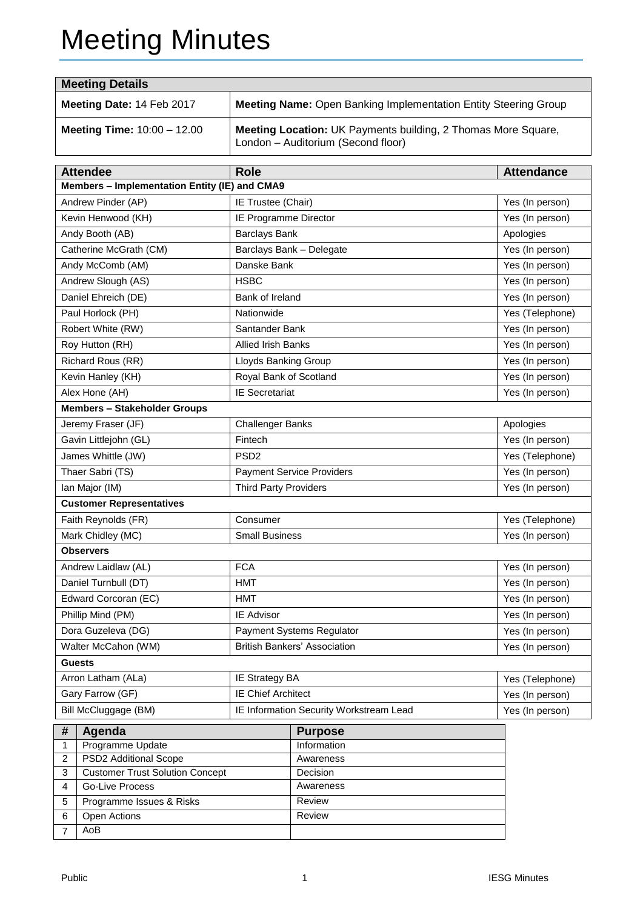# Meeting Minutes

| Meeting Details | |
|---|---|
| **Meeting Date:** 14 Feb 2017 | **Meeting Name:** Open Banking Implementation Entity Steering Group |
| **Meeting Time:** 10:00 – 12.00 | **Meeting Location:** UK Payments building, 2 Thomas More Square, London – Auditorium (Second floor) |

| Attendee | Role | Attendance |
|---|---|---|
| **Members – Implementation Entity (IE) and CMA9** | | |
| Andrew Pinder (AP) | IE Trustee (Chair) | Yes (In person) |
| Kevin Henwood (KH) | IE Programme Director | Yes (In person) |
| Andy Booth (AB) | Barclays Bank | Apologies |
| Catherine McGrath (CM) | Barclays Bank – Delegate | Yes (In person) |
| Andy McComb (AM) | Danske Bank | Yes (In person) |
| Andrew Slough (AS) | HSBC | Yes (In person) |
| Daniel Ehreich (DE) | Bank of Ireland | Yes (In person) |
| Paul Horlock (PH) | Nationwide | Yes (Telephone) |
| Robert White (RW) | Santander Bank | Yes (In person) |
| Roy Hutton (RH) | Allied Irish Banks | Yes (In person) |
| Richard Rous (RR) | Lloyds Banking Group | Yes (In person) |
| Kevin Hanley (KH) | Royal Bank of Scotland | Yes (In person) |
| Alex Hone (AH) | IE Secretariat | Yes (In person) |
| **Members – Stakeholder Groups** | | |
| Jeremy Fraser (JF) | Challenger Banks | Apologies |
| Gavin Littlejohn (GL) | Fintech | Yes (In person) |
| James Whittle (JW) | PSD2 | Yes (Telephone) |
| Thaer Sabri (TS) | Payment Service Providers | Yes (In person) |
| Ian Major (IM) | Third Party Providers | Yes (In person) |
| **Customer Representatives** | | |
| Faith Reynolds (FR) | Consumer | Yes (Telephone) |
| Mark Chidley (MC) | Small Business | Yes (In person) |
| **Observers** | | |
| Andrew Laidlaw (AL) | FCA | Yes (In person) |
| Daniel Turnbull (DT) | HMT | Yes (In person) |
| Edward Corcoran (EC) | HMT | Yes (In person) |
| Phillip Mind (PM) | IE Advisor | Yes (In person) |
| Dora Guzeleva (DG) | Payment Systems Regulator | Yes (In person) |
| Walter McCahon (WM) | British Bankers' Association | Yes (In person) |
| **Guests** | | |
| Arron Latham (ALa) | IE Strategy BA | Yes (Telephone) |
| Gary Farrow (GF) | IE Chief Architect | Yes (In person) |
| Bill McCluggage (BM) | IE Information Security Workstream Lead | Yes (In person) |

| # | Agenda | Purpose |
|---|---|---|
| 1 | Programme Update | Information |
| 2 | PSD2 Additional Scope | Awareness |
| 3 | Customer Trust Solution Concept | Decision |
| 4 | Go-Live Process | Awareness |
| 5 | Programme Issues & Risks | Review |
| 6 | Open Actions | Review |
| 7 | AoB | |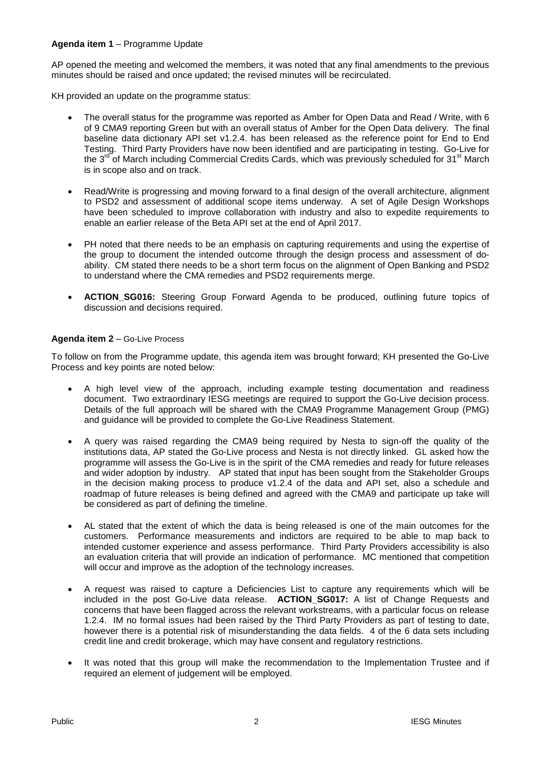**Agenda item 1** – Programme Update

AP opened the meeting and welcomed the members, it was noted that any final amendments to the previous minutes should be raised and once updated; the revised minutes will be recirculated.

KH provided an update on the programme status:

- The overall status for the programme was reported as Amber for Open Data and Read / Write, with 6 of 9 CMA9 reporting Green but with an overall status of Amber for the Open Data delivery. The final baseline data dictionary API set v1.2.4. has been released as the reference point for End to End Testing. Third Party Providers have now been identified and are participating in testing. Go-Live for the 3rd of March including Commercial Credits Cards, which was previously scheduled for 31st March is in scope also and on track.

- Read/Write is progressing and moving forward to a final design of the overall architecture, alignment to PSD2 and assessment of additional scope items underway. A set of Agile Design Workshops have been scheduled to improve collaboration with industry and also to expedite requirements to enable an earlier release of the Beta API set at the end of April 2017.

- PH noted that there needs to be an emphasis on capturing requirements and using the expertise of the group to document the intended outcome through the design process and assessment of do-ability. CM stated there needs to be a short term focus on the alignment of Open Banking and PSD2 to understand where the CMA remedies and PSD2 requirements merge.

- **ACTION_SG016:** Steering Group Forward Agenda to be produced, outlining future topics of discussion and decisions required.

**Agenda item 2** – Go-Live Process

To follow on from the Programme update, this agenda item was brought forward; KH presented the Go-Live Process and key points are noted below:

- A high level view of the approach, including example testing documentation and readiness document. Two extraordinary IESG meetings are required to support the Go-Live decision process. Details of the full approach will be shared with the CMA9 Programme Management Group (PMG) and guidance will be provided to complete the Go-Live Readiness Statement.

- A query was raised regarding the CMA9 being required by Nesta to sign-off the quality of the institutions data, AP stated the Go-Live process and Nesta is not directly linked. GL asked how the programme will assess the Go-Live is in the spirit of the CMA remedies and ready for future releases and wider adoption by industry. AP stated that input has been sought from the Stakeholder Groups in the decision making process to produce v1.2.4 of the data and API set, also a schedule and roadmap of future releases is being defined and agreed with the CMA9 and participate up take will be considered as part of defining the timeline.

- AL stated that the extent of which the data is being released is one of the main outcomes for the customers. Performance measurements and indictors are required to be able to map back to intended customer experience and assess performance. Third Party Providers accessibility is also an evaluation criteria that will provide an indication of performance. MC mentioned that competition will occur and improve as the adoption of the technology increases.

- A request was raised to capture a Deficiencies List to capture any requirements which will be included in the post Go-Live data release. **ACTION_SG017:** A list of Change Requests and concerns that have been flagged across the relevant workstreams, with a particular focus on release 1.2.4. IM no formal issues had been raised by the Third Party Providers as part of testing to date, however there is a potential risk of misunderstanding the data fields. 4 of the 6 data sets including credit line and credit brokerage, which may have consent and regulatory restrictions.

- It was noted that this group will make the recommendation to the Implementation Trustee and if required an element of judgement will be employed.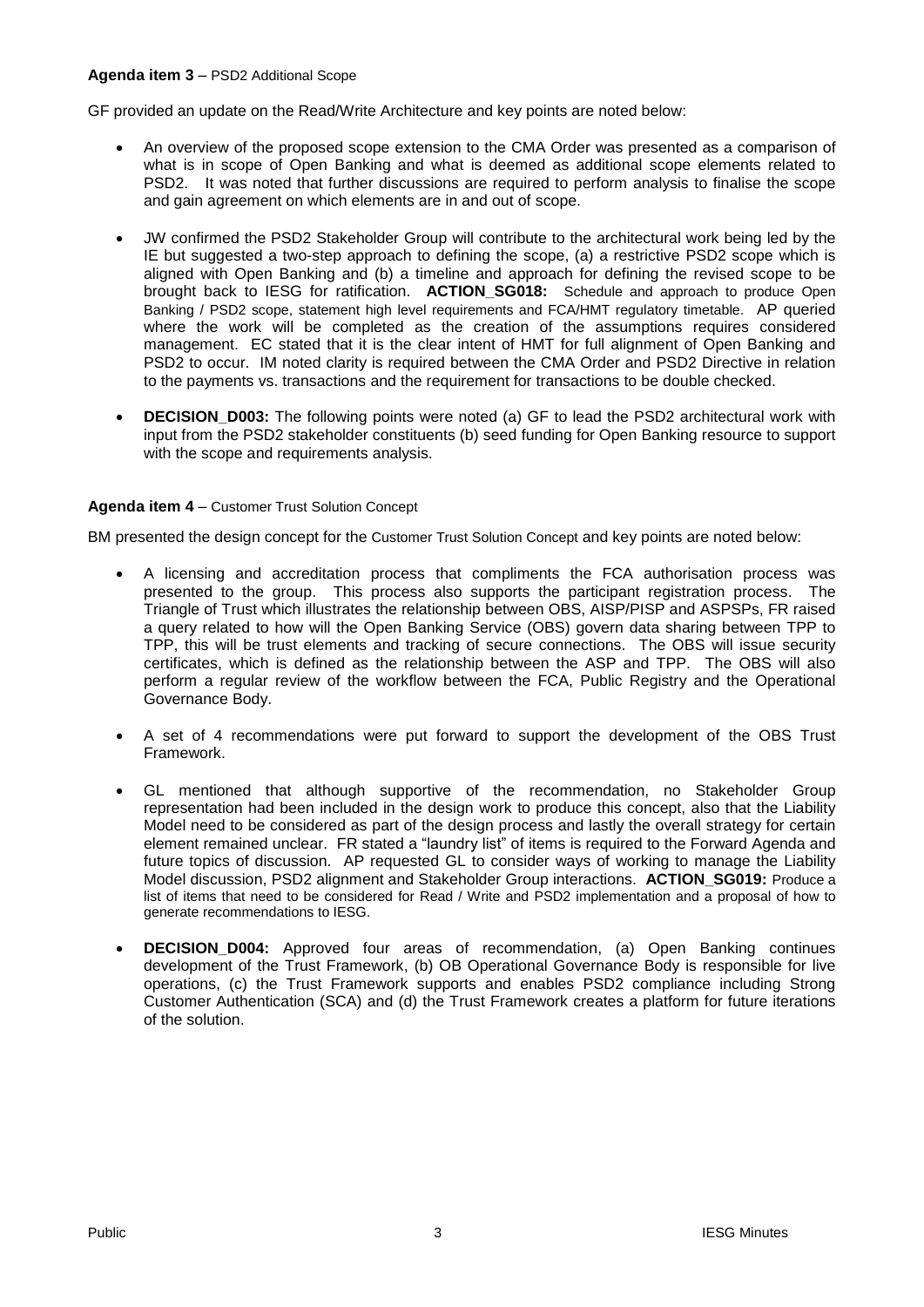**Agenda item 3** – PSD2 Additional Scope

GF provided an update on the Read/Write Architecture and key points are noted below:

- An overview of the proposed scope extension to the CMA Order was presented as a comparison of what is in scope of Open Banking and what is deemed as additional scope elements related to PSD2. It was noted that further discussions are required to perform analysis to finalise the scope and gain agreement on which elements are in and out of scope.

- JW confirmed the PSD2 Stakeholder Group will contribute to the architectural work being led by the IE but suggested a two-step approach to defining the scope, (a) a restrictive PSD2 scope which is aligned with Open Banking and (b) a timeline and approach for defining the revised scope to be brought back to IESG for ratification. **ACTION_SG018:** Schedule and approach to produce Open Banking / PSD2 scope, statement high level requirements and FCA/HMT regulatory timetable. AP queried where the work will be completed as the creation of the assumptions requires considered management. EC stated that it is the clear intent of HMT for full alignment of Open Banking and PSD2 to occur. IM noted clarity is required between the CMA Order and PSD2 Directive in relation to the payments vs. transactions and the requirement for transactions to be double checked.

- **DECISION_D003:** The following points were noted (a) GF to lead the PSD2 architectural work with input from the PSD2 stakeholder constituents (b) seed funding for Open Banking resource to support with the scope and requirements analysis.

**Agenda item 4** – Customer Trust Solution Concept

BM presented the design concept for the Customer Trust Solution Concept and key points are noted below:

- A licensing and accreditation process that compliments the FCA authorisation process was presented to the group. This process also supports the participant registration process. The Triangle of Trust which illustrates the relationship between OBS, AISP/PISP and ASPSPs, FR raised a query related to how will the Open Banking Service (OBS) govern data sharing between TPP to TPP, this will be trust elements and tracking of secure connections. The OBS will issue security certificates, which is defined as the relationship between the ASP and TPP. The OBS will also perform a regular review of the workflow between the FCA, Public Registry and the Operational Governance Body.

- A set of 4 recommendations were put forward to support the development of the OBS Trust Framework.

- GL mentioned that although supportive of the recommendation, no Stakeholder Group representation had been included in the design work to produce this concept, also that the Liability Model need to be considered as part of the design process and lastly the overall strategy for certain element remained unclear. FR stated a "laundry list" of items is required to the Forward Agenda and future topics of discussion. AP requested GL to consider ways of working to manage the Liability Model discussion, PSD2 alignment and Stakeholder Group interactions. **ACTION_SG019:** Produce a list of items that need to be considered for Read / Write and PSD2 implementation and a proposal of how to generate recommendations to IESG.

- **DECISION_D004:** Approved four areas of recommendation, (a) Open Banking continues development of the Trust Framework, (b) OB Operational Governance Body is responsible for live operations, (c) the Trust Framework supports and enables PSD2 compliance including Strong Customer Authentication (SCA) and (d) the Trust Framework creates a platform for future iterations of the solution.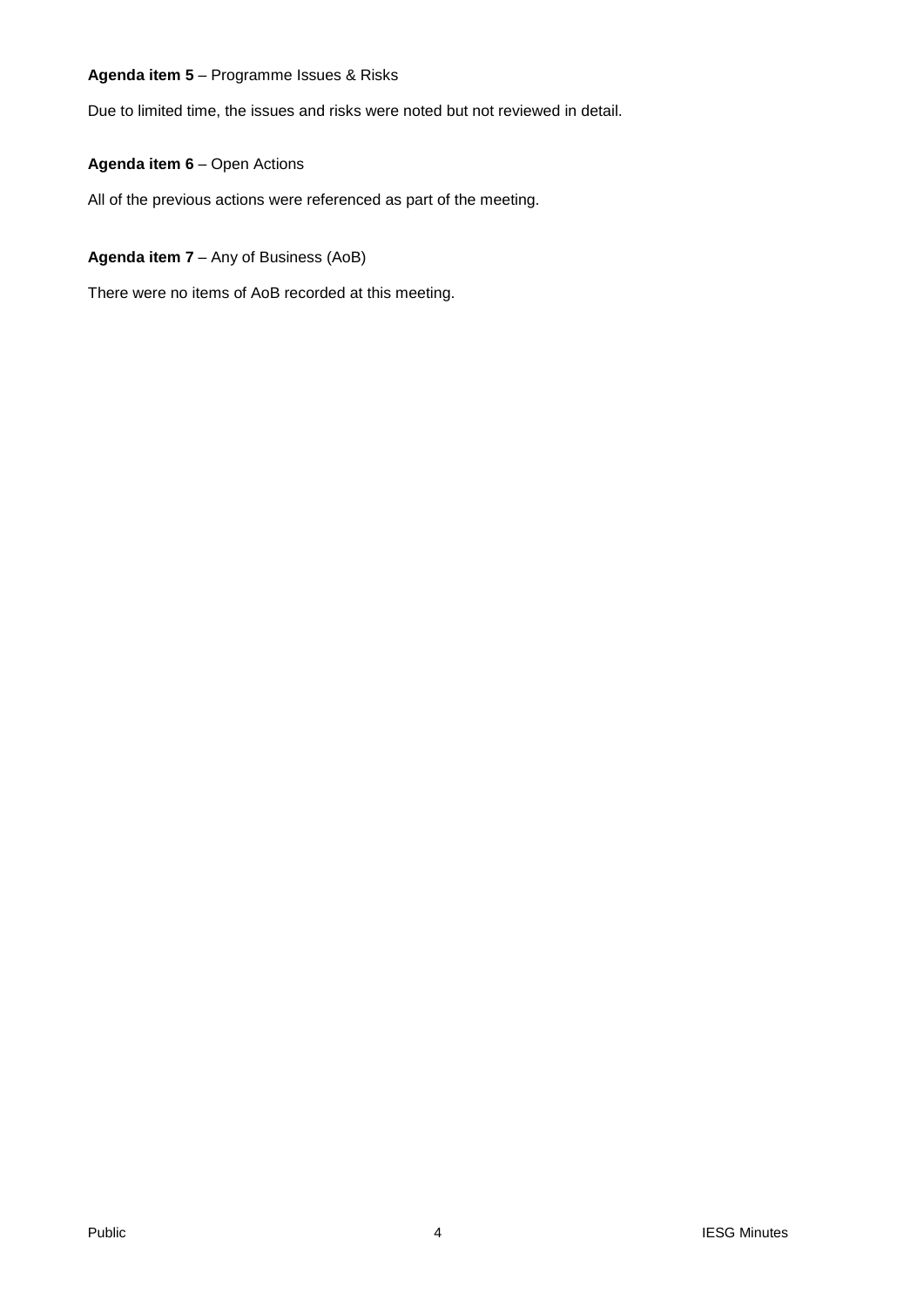**Agenda item 5** – Programme Issues & Risks

Due to limited time, the issues and risks were noted but not reviewed in detail.

**Agenda item 6** – Open Actions

All of the previous actions were referenced as part of the meeting.

**Agenda item 7** – Any of Business (AoB)

There were no items of AoB recorded at this meeting.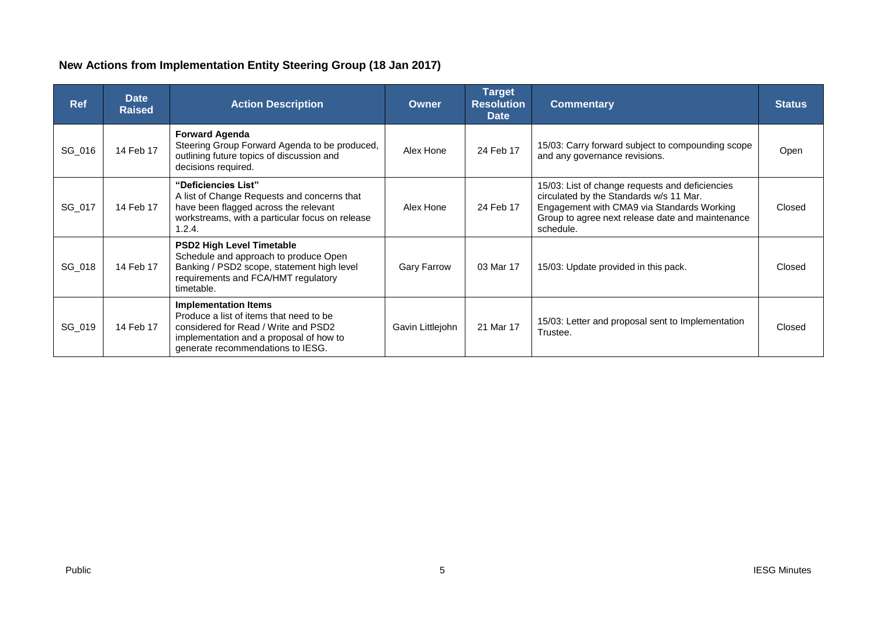## New Actions from Implementation Entity Steering Group (18 Jan 2017)

| Ref | Date Raised | Action Description | Owner | Target Resolution Date | Commentary | Status |
|---|---|---|---|---|---|---|
| SG_016 | 14 Feb 17 | **Forward Agenda** Steering Group Forward Agenda to be produced, outlining future topics of discussion and decisions required. | Alex Hone | 24 Feb 17 | 15/03: Carry forward subject to compounding scope and any governance revisions. | Open |
| SG_017 | 14 Feb 17 | **"Deficiencies List"** A list of Change Requests and concerns that have been flagged across the relevant workstreams, with a particular focus on release 1.2.4. | Alex Hone | 24 Feb 17 | 15/03: List of change requests and deficiencies circulated by the Standards w/s 11 Mar. Engagement with CMA9 via Standards Working Group to agree next release date and maintenance schedule. | Closed |
| SG_018 | 14 Feb 17 | **PSD2 High Level Timetable** Schedule and approach to produce Open Banking / PSD2 scope, statement high level requirements and FCA/HMT regulatory timetable. | Gary Farrow | 03 Mar 17 | 15/03: Update provided in this pack. | Closed |
| SG_019 | 14 Feb 17 | **Implementation Items** Produce a list of items that need to be considered for Read / Write and PSD2 implementation and a proposal of how to generate recommendations to IESG. | Gavin Littlejohn | 21 Mar 17 | 15/03: Letter and proposal sent to Implementation Trustee. | Closed |

Public

IESG Minutes